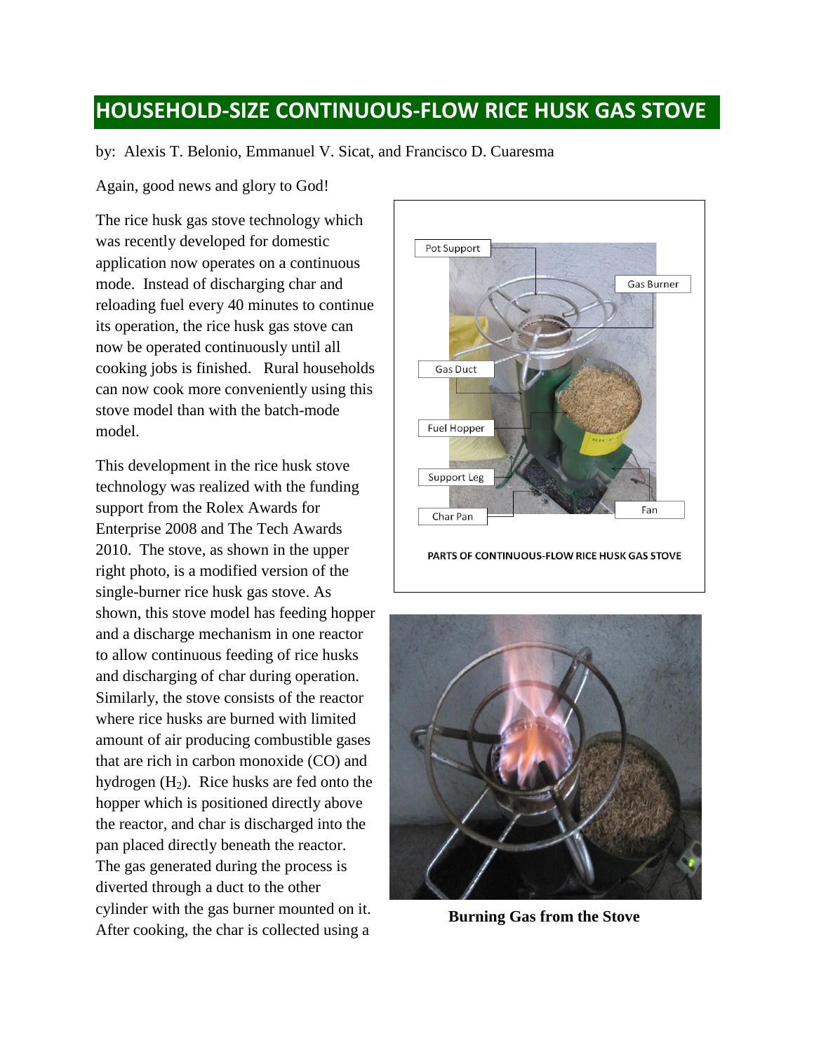# HOUSEHOLD-SIZE CONTINUOUS-FLOW RICE HUSK GAS STOVE

by: Alexis T. Belonio, Emmanuel V. Sicat, and Francisco D. Cuaresma

Again, good news and glory to God!

The rice husk gas stove technology which was recently developed for domestic application now operates on a continuous mode. Instead of discharging char and reloading fuel every 40 minutes to continue its operation, the rice husk gas stove can now be operated continuously until all cooking jobs is finished. Rural households can now cook more conveniently using this stove model than with the batch-mode model.

This development in the rice husk stove technology was realized with the funding support from the Rolex Awards for Enterprise 2008 and The Tech Awards 2010. The stove, as shown in the upper right photo, is a modified version of the single-burner rice husk gas stove. As shown, this stove model has feeding hopper and a discharge mechanism in one reactor to allow continuous feeding of rice husks and discharging of char during operation. Similarly, the stove consists of the reactor where rice husks are burned with limited amount of air producing combustible gases that are rich in carbon monoxide (CO) and hydrogen ($H_2$). Rice husks are fed onto the hopper which is positioned directly above the reactor, and char is discharged into the pan placed directly beneath the reactor. The gas generated during the process is diverted through a duct to the other cylinder with the gas burner mounted on it. After cooking, the char is collected using a

Pot Support, Gas Burner, Gas Duct, Fuel Hopper, Support Leg, Char Pan, Fan

PARTS OF CONTINUOUS-FLOW RICE HUSK GAS STOVE

**Burning Gas from the Stove**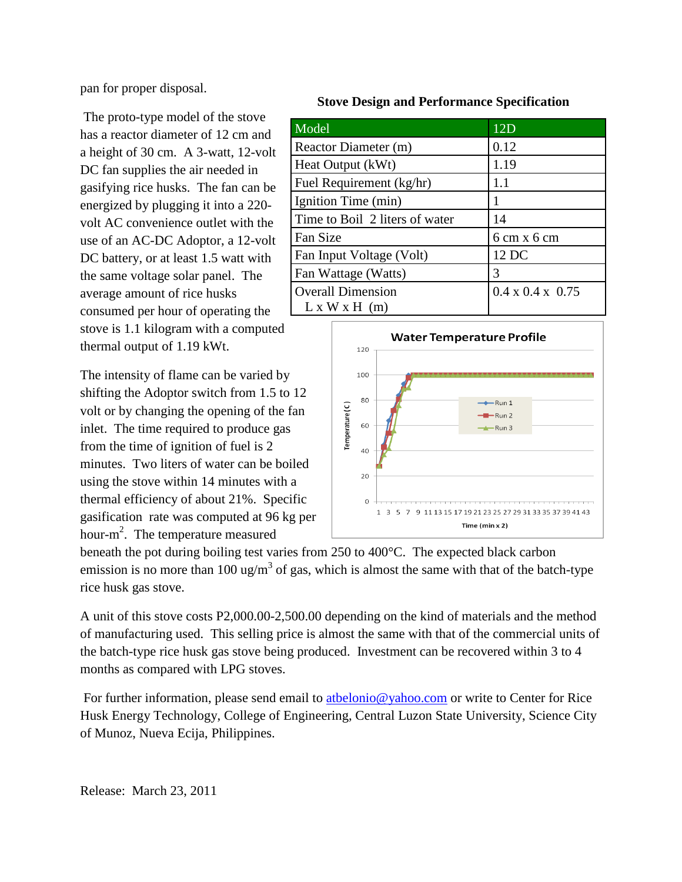pan for proper disposal.

The proto-type model of the stove has a reactor diameter of 12 cm and a height of 30 cm. A 3-watt, 12-volt DC fan supplies the air needed in gasifying rice husks. The fan can be energized by plugging it into a 220-volt AC convenience outlet with the use of an AC-DC Adoptor, a 12-volt DC battery, or at least 1.5 watt with the same voltage solar panel. The average amount of rice husks consumed per hour of operating the stove is 1.1 kilogram with a computed thermal output of 1.19 kWt.

The intensity of flame can be varied by shifting the Adoptor switch from 1.5 to 12 volt or by changing the opening of the fan inlet. The time required to produce gas from the time of ignition of fuel is 2 minutes. Two liters of water can be boiled using the stove within 14 minutes with a thermal efficiency of about 21%. Specific gasification rate was computed at 96 kg per hour-m$^2$. The temperature measured beneath the pot during boiling test varies from 250 to 400°C. The expected black carbon emission is no more than 100 ug/m$^3$ of gas, which is almost the same with that of the batch-type rice husk gas stove.

**Stove Design and Performance Specification**

| Model | 12D |
|---|---|
| Reactor Diameter (m) | 0.12 |
| Heat Output (kWt) | 1.19 |
| Fuel Requirement (kg/hr) | 1.1 |
| Ignition Time (min) | 1 |
| Time to Boil 2 liters of water | 14 |
| Fan Size | 6 cm x 6 cm |
| Fan Input Voltage (Volt) | 12 DC |
| Fan Wattage (Watts) | 3 |
| Overall Dimension L x W x H (m) | 0.4 x 0.4 x 0.75 |

Water Temperature Profile

Temperature (C)

0
20
40
60
80
100
120

Time (min x 2)

1 3 5 7 9 11 13 15 17 19 21 23 25 27 29 31 33 35 37 39 41 43

Run 1
Run 2
Run 3

A unit of this stove costs P2,000.00-2,500.00 depending on the kind of materials and the method of manufacturing used. This selling price is almost the same with that of the commercial units of the batch-type rice husk gas stove being produced. Investment can be recovered within 3 to 4 months as compared with LPG stoves.

For further information, please send email to atbelonio@yahoo.com or write to Center for Rice Husk Energy Technology, College of Engineering, Central Luzon State University, Science City of Munoz, Nueva Ecija, Philippines.

Release: March 23, 2011